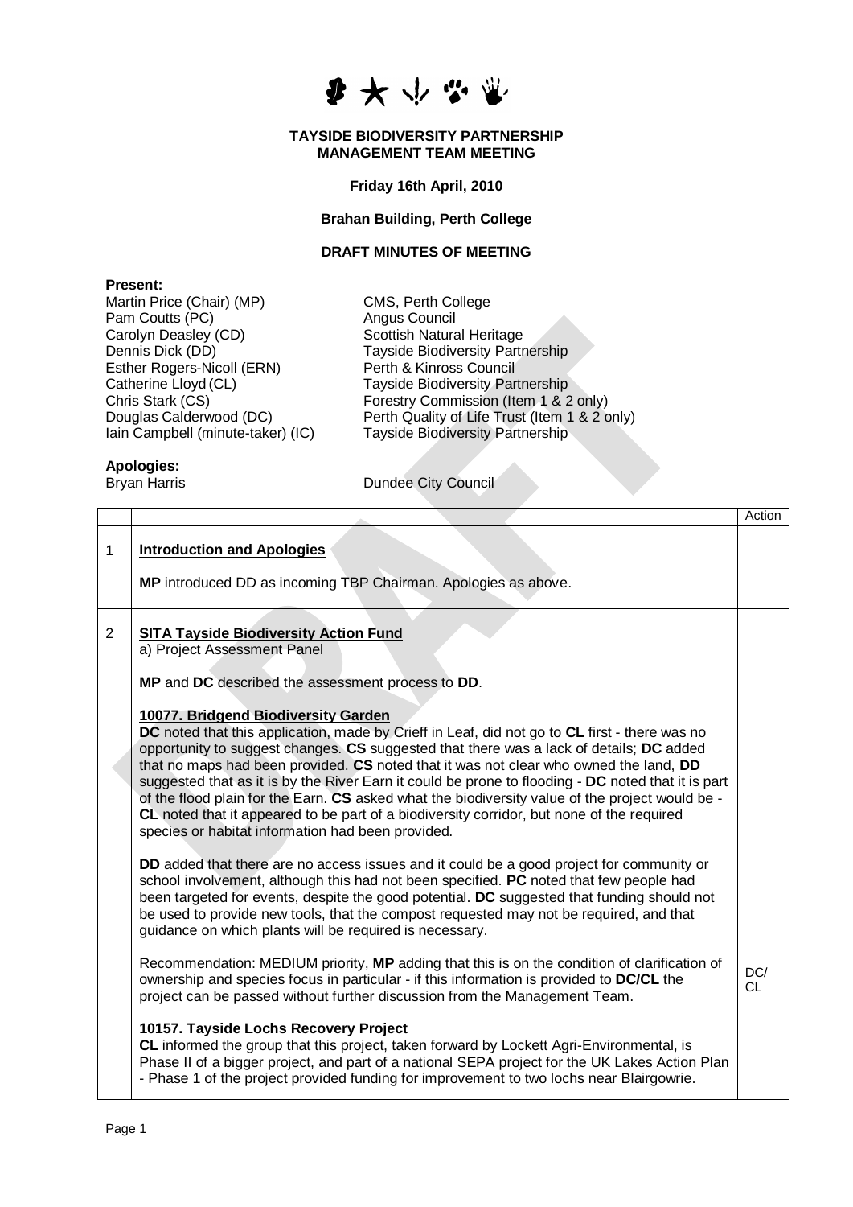**TAYSIDE BIODIVERSITY PARTNERSHIP**
**MANAGEMENT TEAM MEETING**

**Friday 16th April, 2010**

**Brahan Building, Perth College**

**DRAFT MINUTES OF MEETING**

**Present:**

| | |
|---|---|
| Martin Price (Chair) (MP) | CMS, Perth College |
| Pam Coutts (PC) | Angus Council |
| Carolyn Deasley (CD) | Scottish Natural Heritage |
| Dennis Dick (DD) | Tayside Biodiversity Partnership |
| Esther Rogers-Nicoll (ERN) | Perth & Kinross Council |
| Catherine Lloyd (CL) | Tayside Biodiversity Partnership |
| Chris Stark (CS) | Forestry Commission (Item 1 & 2 only) |
| Douglas Calderwood (DC) | Perth Quality of Life Trust (Item 1 & 2 only) |
| Iain Campbell (minute-taker) (IC) | Tayside Biodiversity Partnership |

**Apologies:**

| | |
|---|---|
| Bryan Harris | Dundee City Council |

| | | Action |
|---|---|---|
| 1 | **Introduction and Apologies**<br><br>**MP** introduced DD as incoming TBP Chairman. Apologies as above. | |
| 2 | **SITA Tayside Biodiversity Action Fund**<br>a) Project Assessment Panel<br><br>**MP** and **DC** described the assessment process to **DD**.<br><br>**10077. Bridgend Biodiversity Garden**<br>**DC** noted that this application, made by Crieff in Leaf, did not go to **CL** first - there was no opportunity to suggest changes. **CS** suggested that there was a lack of details; **DC** added that no maps had been provided. **CS** noted that it was not clear who owned the land, **DD** suggested that as it is by the River Earn it could be prone to flooding - **DC** noted that it is part of the flood plain for the Earn. **CS** asked what the biodiversity value of the project would be - **CL** noted that it appeared to be part of a biodiversity corridor, but none of the required species or habitat information had been provided.<br><br>**DD** added that there are no access issues and it could be a good project for community or school involvement, although this had not been specified. **PC** noted that few people had been targeted for events, despite the good potential. **DC** suggested that funding should not be used to provide new tools, that the compost requested may not be required, and that guidance on which plants will be required is necessary.<br><br>Recommendation: MEDIUM priority, **MP** adding that this is on the condition of clarification of ownership and species focus in particular - if this information is provided to **DC/CL** the project can be passed without further discussion from the Management Team.<br><br>**10157. Tayside Lochs Recovery Project**<br>**CL** informed the group that this project, taken forward by Lockett Agri-Environmental, is Phase II of a bigger project, and part of a national SEPA project for the UK Lakes Action Plan - Phase 1 of the project provided funding for improvement to two lochs near Blairgowrie. | DC/ CL |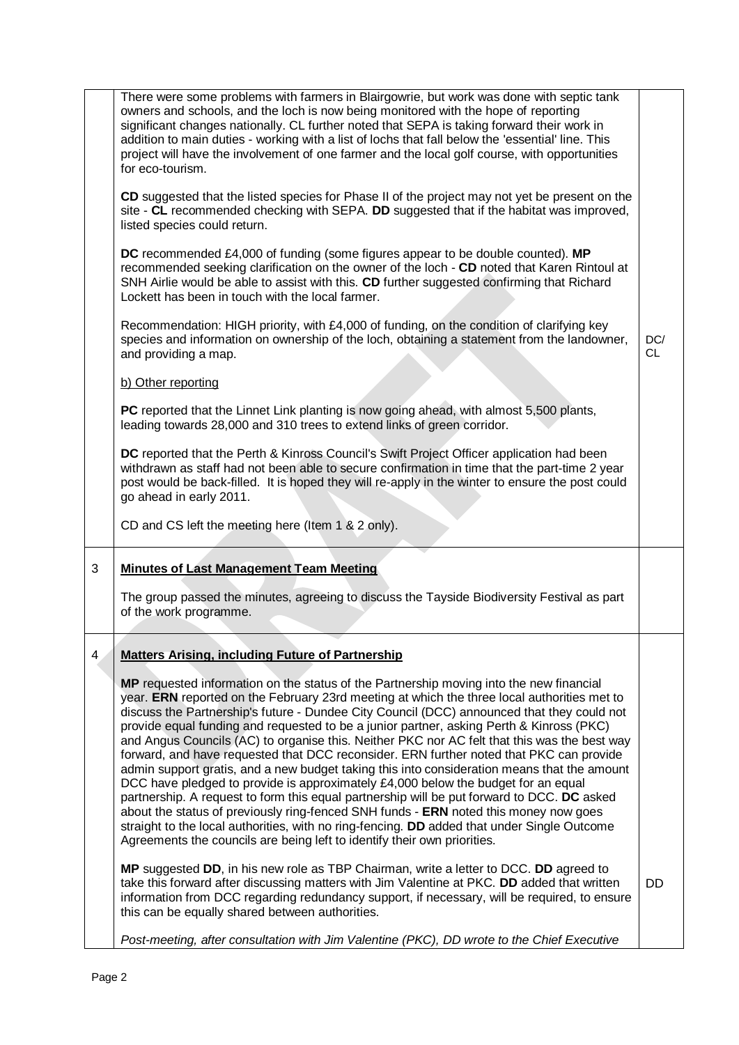| | | |
|---|---|---|
| | There were some problems with farmers in Blairgowrie, but work was done with septic tank owners and schools, and the loch is now being monitored with the hope of reporting significant changes nationally. CL further noted that SEPA is taking forward their work in addition to main duties - working with a list of lochs that fall below the 'essential' line. This project will have the involvement of one farmer and the local golf course, with opportunities for eco-tourism.<br><br>**CD** suggested that the listed species for Phase II of the project may not yet be present on the site - **CL** recommended checking with SEPA. **DD** suggested that if the habitat was improved, listed species could return.<br><br>**DC** recommended £4,000 of funding (some figures appear to be double counted). **MP** recommended seeking clarification on the owner of the loch - **CD** noted that Karen Rintoul at SNH Airlie would be able to assist with this. **CD** further suggested confirming that Richard Lockett has been in touch with the local farmer.<br><br>Recommendation: HIGH priority, with £4,000 of funding, on the condition of clarifying key species and information on ownership of the loch, obtaining a statement from the landowner, and providing a map. | DC/ CL |
| | b) Other reporting<br><br>**PC** reported that the Linnet Link planting is now going ahead, with almost 5,500 plants, leading towards 28,000 and 310 trees to extend links of green corridor.<br><br>**DC** reported that the Perth & Kinross Council's Swift Project Officer application had been withdrawn as staff had not been able to secure confirmation in time that the part-time 2 year post would be back-filled. It is hoped they will re-apply in the winter to ensure the post could go ahead in early 2011.<br><br>CD and CS left the meeting here (Item 1 & 2 only). | |
| 3 | **Minutes of Last Management Team Meeting**<br><br>The group passed the minutes, agreeing to discuss the Tayside Biodiversity Festival as part of the work programme. | |
| 4 | **Matters Arising, including Future of Partnership**<br><br>**MP** requested information on the status of the Partnership moving into the new financial year. **ERN** reported on the February 23rd meeting at which the three local authorities met to discuss the Partnership's future - Dundee City Council (DCC) announced that they could not provide equal funding and requested to be a junior partner, asking Perth & Kinross (PKC) and Angus Councils (AC) to organise this. Neither PKC nor AC felt that this was the best way forward, and have requested that DCC reconsider. ERN further noted that PKC can provide admin support gratis, and a new budget taking this into consideration means that the amount DCC have pledged to provide is approximately £4,000 below the budget for an equal partnership. A request to form this equal partnership will be put forward to DCC. **DC** asked about the status of previously ring-fenced SNH funds - **ERN** noted this money now goes straight to the local authorities, with no ring-fencing. **DD** added that under Single Outcome Agreements the councils are being left to identify their own priorities.<br><br>**MP** suggested **DD**, in his new role as TBP Chairman, write a letter to DCC. **DD** agreed to take this forward after discussing matters with Jim Valentine at PKC. **DD** added that written information from DCC regarding redundancy support, if necessary, will be required, to ensure this can be equally shared between authorities.<br><br>*Post-meeting, after consultation with Jim Valentine (PKC), DD wrote to the Chief Executive* | DD |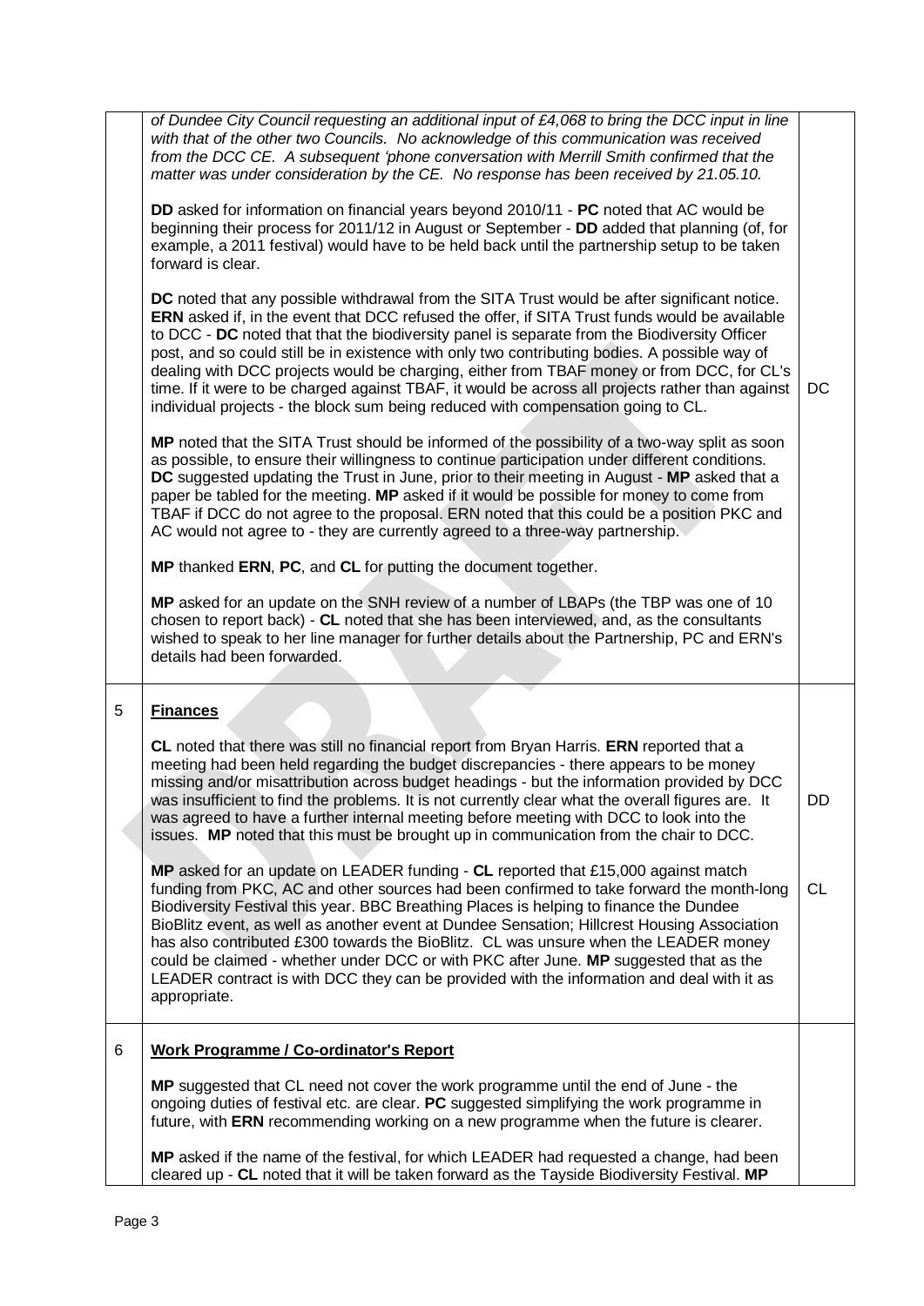| | | |
|---|---|---|
| | *of Dundee City Council requesting an additional input of £4,068 to bring the DCC input in line with that of the other two Councils. No acknowledge of this communication was received from the DCC CE. A subsequent 'phone conversation with Merrill Smith confirmed that the matter was under consideration by the CE. No response has been received by 21.05.10.*<br><br>**DD** asked for information on financial years beyond 2010/11 - **PC** noted that AC would be beginning their process for 2011/12 in August or September - **DD** added that planning (of, for example, a 2011 festival) would have to be held back until the partnership setup to be taken forward is clear.<br><br>**DC** noted that any possible withdrawal from the SITA Trust would be after significant notice. **ERN** asked if, in the event that DCC refused the offer, if SITA Trust funds would be available to DCC - **DC** noted that that the biodiversity panel is separate from the Biodiversity Officer post, and so could still be in existence with only two contributing bodies. A possible way of dealing with DCC projects would be charging, either from TBAF money or from DCC, for CL's time. If it were to be charged against TBAF, it would be across all projects rather than against individual projects - the block sum being reduced with compensation going to CL.<br><br>**MP** noted that the SITA Trust should be informed of the possibility of a two-way split as soon as possible, to ensure their willingness to continue participation under different conditions. **DC** suggested updating the Trust in June, prior to their meeting in August - **MP** asked that a paper be tabled for the meeting. **MP** asked if it would be possible for money to come from TBAF if DCC do not agree to the proposal. ERN noted that this could be a position PKC and AC would not agree to - they are currently agreed to a three-way partnership.<br><br>**MP** thanked **ERN**, **PC**, and **CL** for putting the document together.<br><br>**MP** asked for an update on the SNH review of a number of LBAPs (the TBP was one of 10 chosen to report back) - **CL** noted that she has been interviewed, and, as the consultants wished to speak to her line manager for further details about the Partnership, PC and ERN's details had been forwarded. | DC |
| 5 | **Finances**<br><br>**CL** noted that there was still no financial report from Bryan Harris. **ERN** reported that a meeting had been held regarding the budget discrepancies - there appears to be money missing and/or misattribution across budget headings - but the information provided by DCC was insufficient to find the problems. It is not currently clear what the overall figures are. It was agreed to have a further internal meeting before meeting with DCC to look into the issues. **MP** noted that this must be brought up in communication from the chair to DCC.<br><br>**MP** asked for an update on LEADER funding - **CL** reported that £15,000 against match funding from PKC, AC and other sources had been confirmed to take forward the month-long Biodiversity Festival this year. BBC Breathing Places is helping to finance the Dundee BioBlitz event, as well as another event at Dundee Sensation; Hillcrest Housing Association has also contributed £300 towards the BioBlitz. CL was unsure when the LEADER money could be claimed - whether under DCC or with PKC after June. **MP** suggested that as the LEADER contract is with DCC they can be provided with the information and deal with it as appropriate. | DD<br><br>CL |
| 6 | **Work Programme / Co-ordinator's Report**<br><br>**MP** suggested that CL need not cover the work programme until the end of June - the ongoing duties of festival etc. are clear. **PC** suggested simplifying the work programme in future, with **ERN** recommending working on a new programme when the future is clearer.<br><br>**MP** asked if the name of the festival, for which LEADER had requested a change, had been cleared up - **CL** noted that it will be taken forward as the Tayside Biodiversity Festival. **MP** | |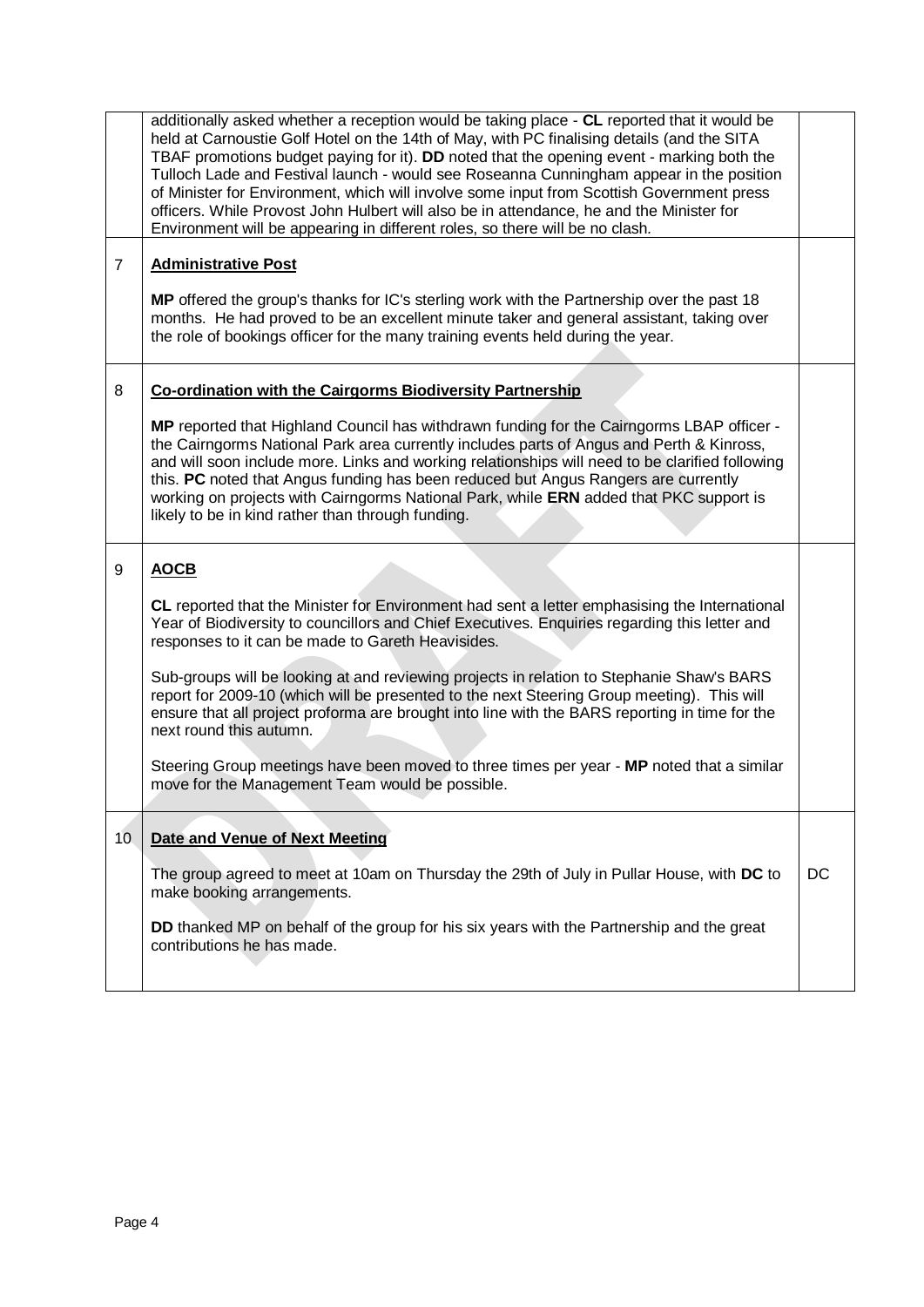| | | |
|---|---|---|
| | additionally asked whether a reception would be taking place - **CL** reported that it would be held at Carnoustie Golf Hotel on the 14th of May, with PC finalising details (and the SITA TBAF promotions budget paying for it). **DD** noted that the opening event - marking both the Tulloch Lade and Festival launch - would see Roseanna Cunningham appear in the position of Minister for Environment, which will involve some input from Scottish Government press officers. While Provost John Hulbert will also be in attendance, he and the Minister for Environment will be appearing in different roles, so there will be no clash. | |
| 7 | **Administrative Post**<br><br>**MP** offered the group's thanks for IC's sterling work with the Partnership over the past 18 months. He had proved to be an excellent minute taker and general assistant, taking over the role of bookings officer for the many training events held during the year. | |
| 8 | **Co-ordination with the Cairgorms Biodiversity Partnership**<br><br>**MP** reported that Highland Council has withdrawn funding for the Cairngorms LBAP officer - the Cairngorms National Park area currently includes parts of Angus and Perth & Kinross, and will soon include more. Links and working relationships will need to be clarified following this. **PC** noted that Angus funding has been reduced but Angus Rangers are currently working on projects with Cairngorms National Park, while **ERN** added that PKC support is likely to be in kind rather than through funding. | |
| 9 | **AOCB**<br><br>**CL** reported that the Minister for Environment had sent a letter emphasising the International Year of Biodiversity to councillors and Chief Executives. Enquiries regarding this letter and responses to it can be made to Gareth Heavisides.<br><br>Sub-groups will be looking at and reviewing projects in relation to Stephanie Shaw's BARS report for 2009-10 (which will be presented to the next Steering Group meeting). This will ensure that all project proforma are brought into line with the BARS reporting in time for the next round this autumn.<br><br>Steering Group meetings have been moved to three times per year - **MP** noted that a similar move for the Management Team would be possible. | |
| 10 | **Date and Venue of Next Meeting**<br><br>The group agreed to meet at 10am on Thursday the 29th of July in Pullar House, with **DC** to make booking arrangements.<br><br>**DD** thanked MP on behalf of the group for his six years with the Partnership and the great contributions he has made. | DC |